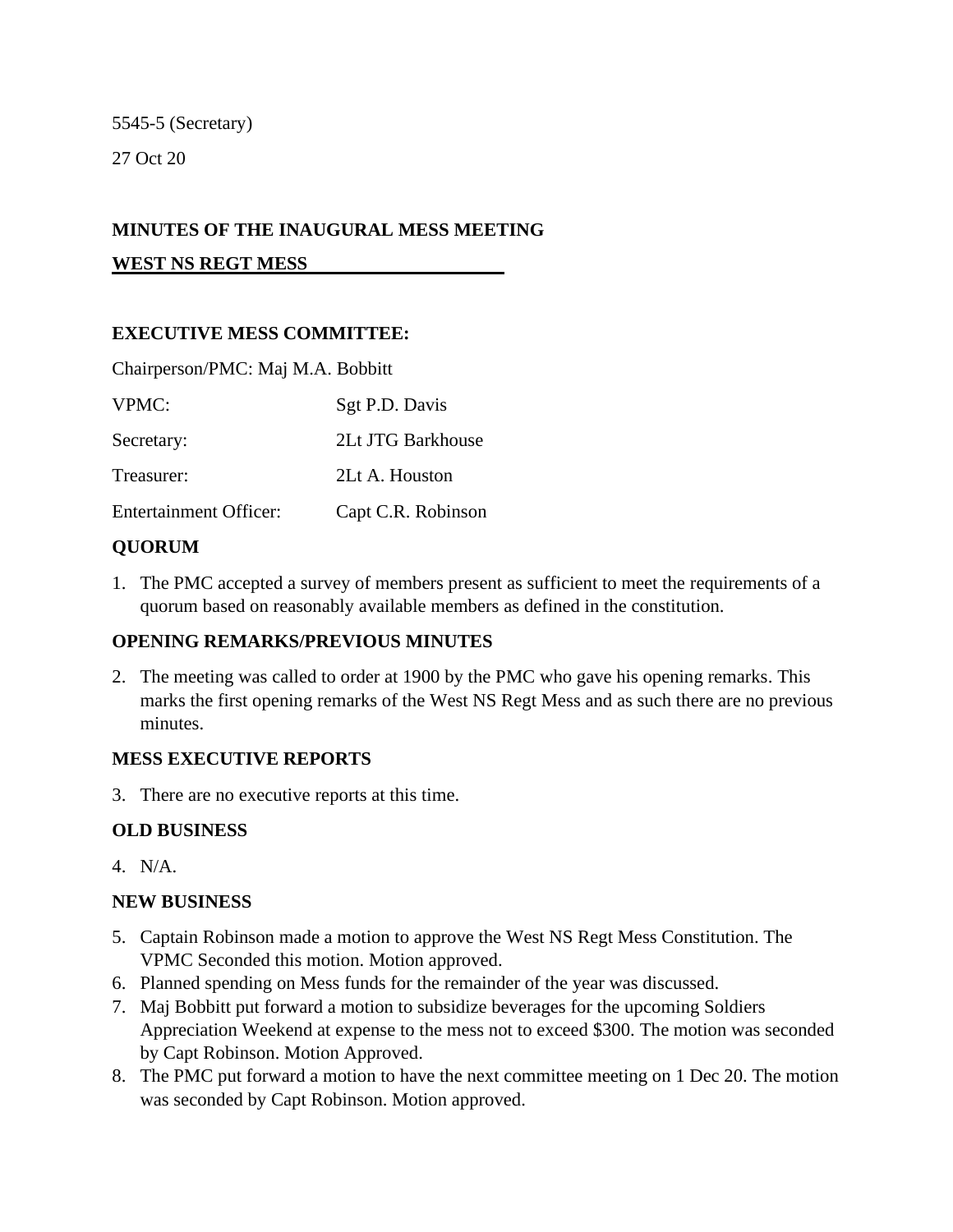5545-5 (Secretary)

27 Oct 20

**MINUTES OF THE INAUGURAL MESS MEETING**

**WEST NS REGT MESS**

**EXECUTIVE MESS COMMITTEE:**

Chairperson/PMC: Maj M.A. Bobbitt

| | |
|---|---|
| VPMC: | Sgt P.D. Davis |
| Secretary: | 2Lt JTG Barkhouse |
| Treasurer: | 2Lt A. Houston |
| Entertainment Officer: | Capt C.R. Robinson |

**QUORUM**

1. The PMC accepted a survey of members present as sufficient to meet the requirements of a quorum based on reasonably available members as defined in the constitution.

**OPENING REMARKS/PREVIOUS MINUTES**

2. The meeting was called to order at 1900 by the PMC who gave his opening remarks. This marks the first opening remarks of the West NS Regt Mess and as such there are no previous minutes.

**MESS EXECUTIVE REPORTS**

3. There are no executive reports at this time.

**OLD BUSINESS**

4. N/A.

**NEW BUSINESS**

5. Captain Robinson made a motion to approve the West NS Regt Mess Constitution. The VPMC Seconded this motion. Motion approved.
6. Planned spending on Mess funds for the remainder of the year was discussed.
7. Maj Bobbitt put forward a motion to subsidize beverages for the upcoming Soldiers Appreciation Weekend at expense to the mess not to exceed $300. The motion was seconded by Capt Robinson. Motion Approved.
8. The PMC put forward a motion to have the next committee meeting on 1 Dec 20. The motion was seconded by Capt Robinson. Motion approved.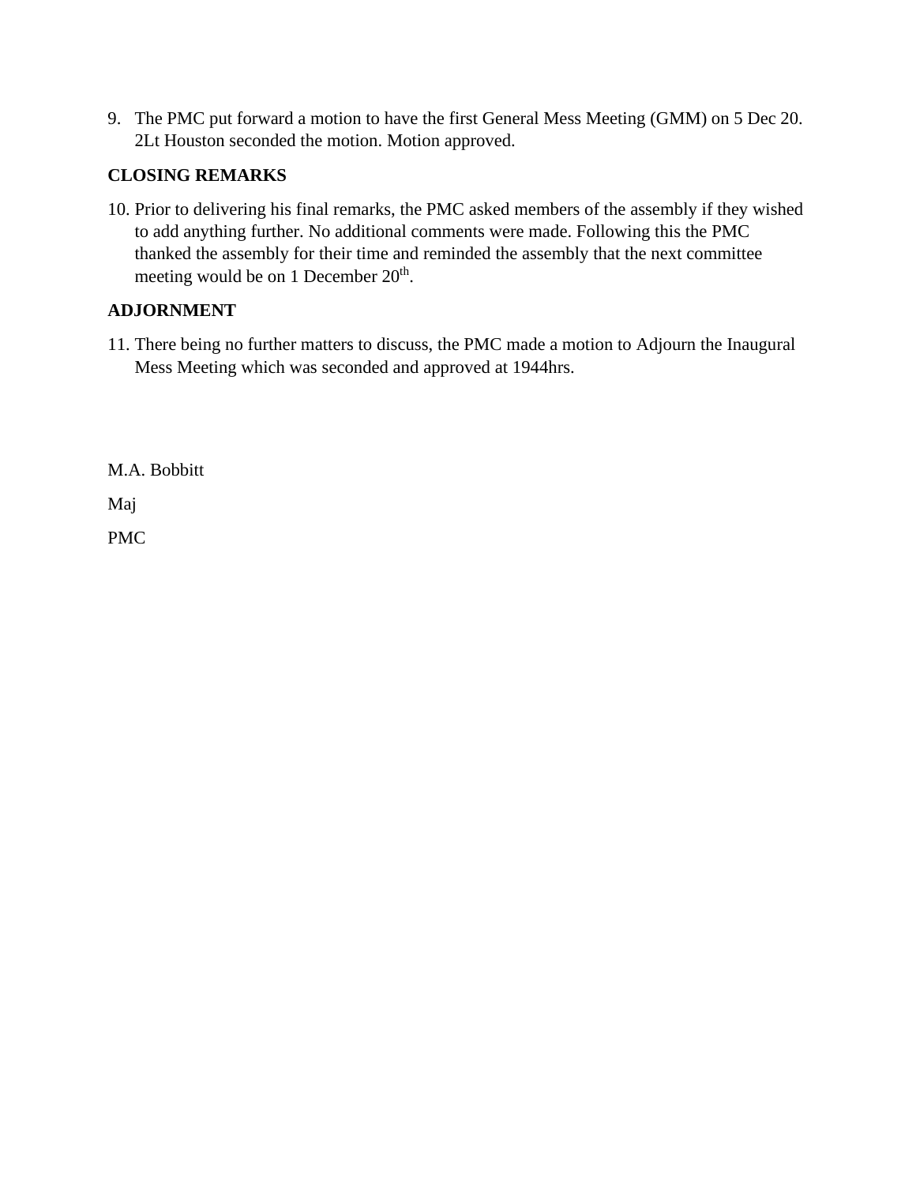9. The PMC put forward a motion to have the first General Mess Meeting (GMM) on 5 Dec 20. 2Lt Houston seconded the motion. Motion approved.

**CLOSING REMARKS**

10. Prior to delivering his final remarks, the PMC asked members of the assembly if they wished to add anything further. No additional comments were made. Following this the PMC thanked the assembly for their time and reminded the assembly that the next committee meeting would be on 1 December 20th.

**ADJOURNMENT**

11. There being no further matters to discuss, the PMC made a motion to Adjourn the Inaugural Mess Meeting which was seconded and approved at 1944hrs.

M.A. Bobbitt

Maj

PMC